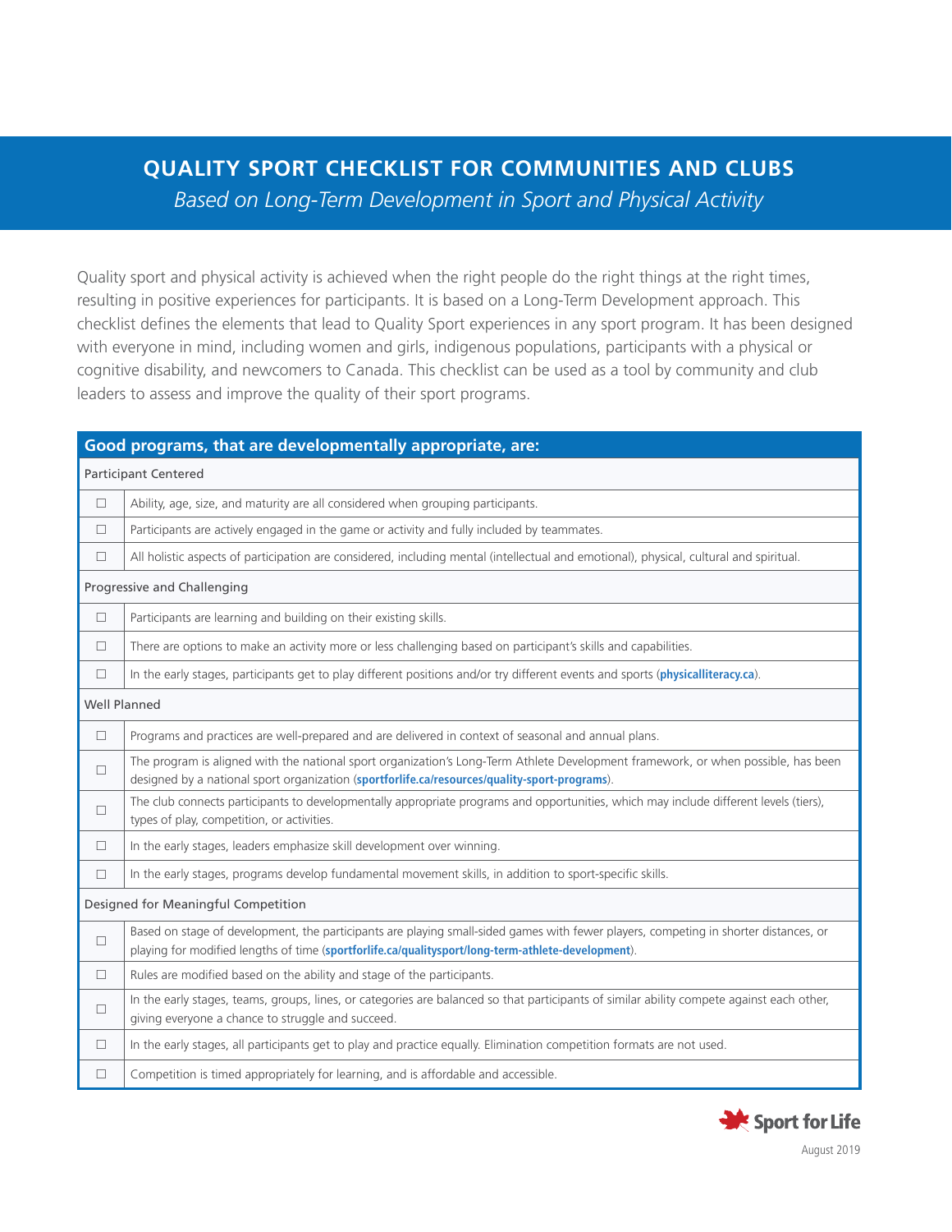# QUALITY SPORT CHECKLIST FOR COMMUNITIES AND CLUBS

*Based on Long-Term Development in Sport and Physical Activity*

Quality sport and physical activity is achieved when the right people do the right things at the right times, resulting in positive experiences for participants. It is based on a Long-Term Development approach. This checklist defines the elements that lead to Quality Sport experiences in any sport program. It has been designed with everyone in mind, including women and girls, indigenous populations, participants with a physical or cognitive disability, and newcomers to Canada. This checklist can be used as a tool by community and club leaders to assess and improve the quality of their sport programs.

| **Good programs, that are developmentally appropriate, are:** | |
|---|---|
| Participant Centered | |
| ☐ | Ability, age, size, and maturity are all considered when grouping participants. |
| ☐ | Participants are actively engaged in the game or activity and fully included by teammates. |
| ☐ | All holistic aspects of participation are considered, including mental (intellectual and emotional), physical, cultural and spiritual. |
| Progressive and Challenging | |
| ☐ | Participants are learning and building on their existing skills. |
| ☐ | There are options to make an activity more or less challenging based on participant's skills and capabilities. |
| ☐ | In the early stages, participants get to play different positions and/or try different events and sports (**physicalliteracy.ca**). |
| Well Planned | |
| ☐ | Programs and practices are well-prepared and are delivered in context of seasonal and annual plans. |
| ☐ | The program is aligned with the national sport organization's Long-Term Athlete Development framework, or when possible, has been designed by a national sport organization (**sportforlife.ca/resources/quality-sport-programs**). |
| ☐ | The club connects participants to developmentally appropriate programs and opportunities, which may include different levels (tiers), types of play, competition, or activities. |
| ☐ | In the early stages, leaders emphasize skill development over winning. |
| ☐ | In the early stages, programs develop fundamental movement skills, in addition to sport-specific skills. |
| Designed for Meaningful Competition | |
| ☐ | Based on stage of development, the participants are playing small-sided games with fewer players, competing in shorter distances, or playing for modified lengths of time (**sportforlife.ca/qualitysport/long-term-athlete-development**). |
| ☐ | Rules are modified based on the ability and stage of the participants. |
| ☐ | In the early stages, teams, groups, lines, or categories are balanced so that participants of similar ability compete against each other, giving everyone a chance to struggle and succeed. |
| ☐ | In the early stages, all participants get to play and practice equally. Elimination competition formats are not used. |
| ☐ | Competition is timed appropriately for learning, and is affordable and accessible. |

Sport for Life

August 2019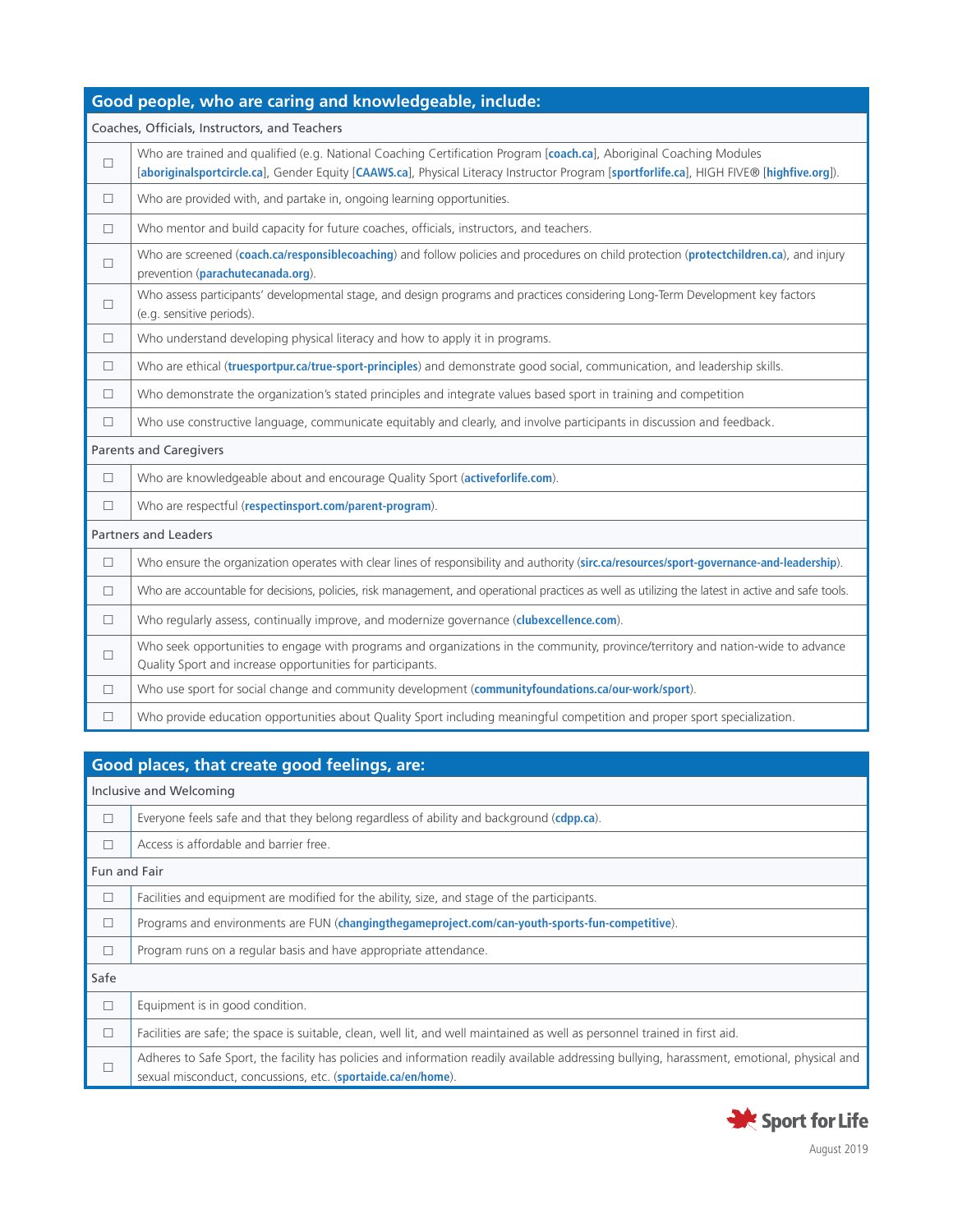## Good people, who are caring and knowledgeable, include:

| | |
|---|---|
| **Coaches, Officials, Instructors, and Teachers** | |
| ☐ | Who are trained and qualified (e.g. National Coaching Certification Program [**coach.ca**], Aboriginal Coaching Modules [**aboriginalsportcircle.ca**], Gender Equity [**CAAWS.ca**], Physical Literacy Instructor Program [**sportforlife.ca**], HIGH FIVE® [**highfive.org**]). |
| ☐ | Who are provided with, and partake in, ongoing learning opportunities. |
| ☐ | Who mentor and build capacity for future coaches, officials, instructors, and teachers. |
| ☐ | Who are screened (**coach.ca/responsiblecoaching**) and follow policies and procedures on child protection (**protectchildren.ca**), and injury prevention (**parachutecanada.org**). |
| ☐ | Who assess participants' developmental stage, and design programs and practices considering Long-Term Development key factors (e.g. sensitive periods). |
| ☐ | Who understand developing physical literacy and how to apply it in programs. |
| ☐ | Who are ethical (**truesportpur.ca/true-sport-principles**) and demonstrate good social, communication, and leadership skills. |
| ☐ | Who demonstrate the organization's stated principles and integrate values based sport in training and competition |
| ☐ | Who use constructive language, communicate equitably and clearly, and involve participants in discussion and feedback. |
| **Parents and Caregivers** | |
| ☐ | Who are knowledgeable about and encourage Quality Sport (**activeforlife.com**). |
| ☐ | Who are respectful (**respectinsport.com/parent-program**). |
| **Partners and Leaders** | |
| ☐ | Who ensure the organization operates with clear lines of responsibility and authority (**sirc.ca/resources/sport-governance-and-leadership**). |
| ☐ | Who are accountable for decisions, policies, risk management, and operational practices as well as utilizing the latest in active and safe tools. |
| ☐ | Who regularly assess, continually improve, and modernize governance (**clubexcellence.com**). |
| ☐ | Who seek opportunities to engage with programs and organizations in the community, province/territory and nation-wide to advance Quality Sport and increase opportunities for participants. |
| ☐ | Who use sport for social change and community development (**communityfoundations.ca/our-work/sport**). |
| ☐ | Who provide education opportunities about Quality Sport including meaningful competition and proper sport specialization. |

## Good places, that create good feelings, are:

| | |
|---|---|
| **Inclusive and Welcoming** | |
| ☐ | Everyone feels safe and that they belong regardless of ability and background (**cdpp.ca**). |
| ☐ | Access is affordable and barrier free. |
| **Fun and Fair** | |
| ☐ | Facilities and equipment are modified for the ability, size, and stage of the participants. |
| ☐ | Programs and environments are FUN (**changingthegameproject.com/can-youth-sports-fun-competitive**). |
| ☐ | Program runs on a regular basis and have appropriate attendance. |
| **Safe** | |
| ☐ | Equipment is in good condition. |
| ☐ | Facilities are safe; the space is suitable, clean, well lit, and well maintained as well as personnel trained in first aid. |
| ☐ | Adheres to Safe Sport, the facility has policies and information readily available addressing bullying, harassment, emotional, physical and sexual misconduct, concussions, etc. (**sportaide.ca/en/home**). |

Sport for Life

August 2019